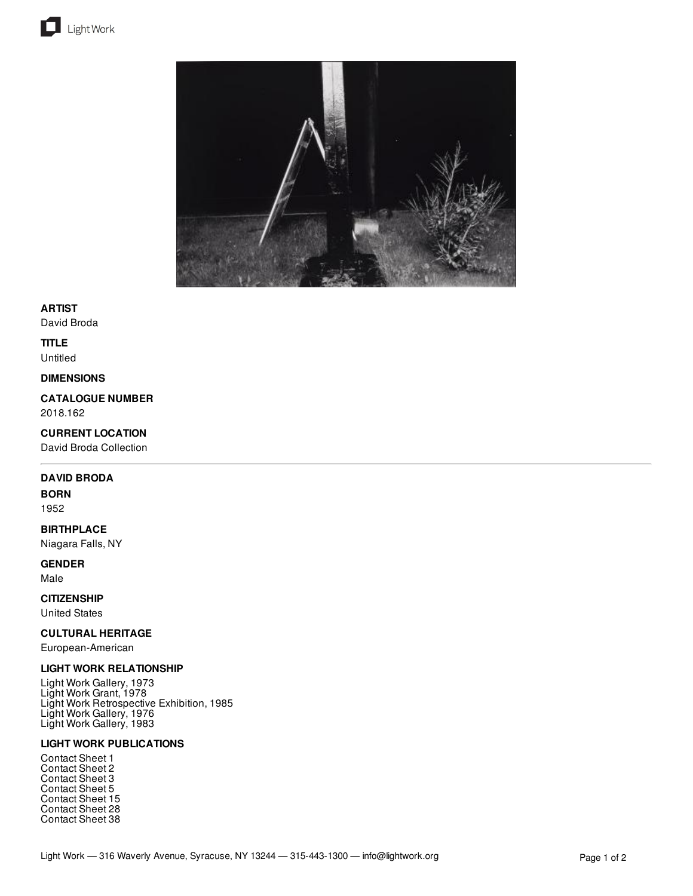**ARTIST**

David Broda

**TITLE**

Untitled

**DIMENSIONS**

**CATALOGUE NUMBER**

2018.162

**CURRENT LOCATION**

David Broda Collection

---

**DAVID BRODA**

**BORN**

1952

**BIRTHPLACE**

Niagara Falls, NY

**GENDER**

Male

**CITIZENSHIP**

United States

**CULTURAL HERITAGE**

European-American

**LIGHT WORK RELATIONSHIP**

Light Work Gallery, 1973
Light Work Grant, 1978
Light Work Retrospective Exhibition, 1985
Light Work Gallery, 1976
Light Work Gallery, 1983

**LIGHT WORK PUBLICATIONS**

Contact Sheet 1
Contact Sheet 2
Contact Sheet 3
Contact Sheet 5
Contact Sheet 15
Contact Sheet 28
Contact Sheet 38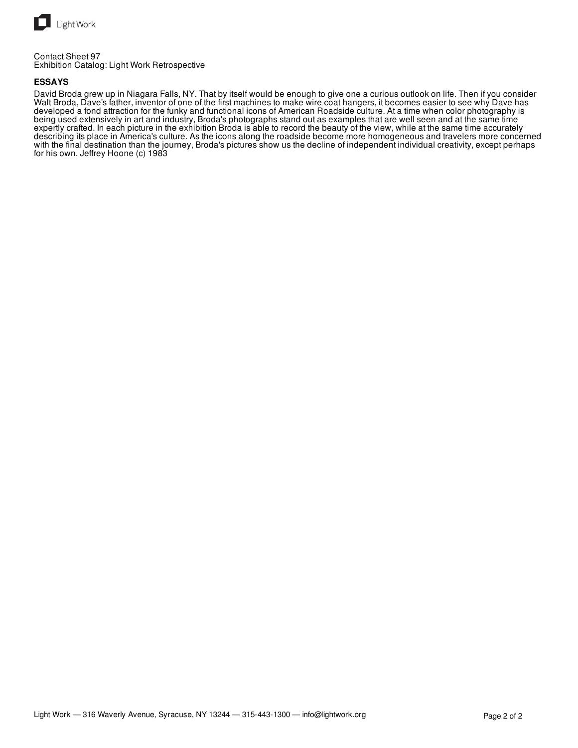Contact Sheet 97
Exhibition Catalog: Light Work Retrospective

**ESSAYS**

David Broda grew up in Niagara Falls, NY. That by itself would be enough to give one a curious outlook on life. Then if you consider Walt Broda, Dave's father, inventor of one of the first machines to make wire coat hangers, it becomes easier to see why Dave has developed a fond attraction for the funky and functional icons of American Roadside culture. At a time when color photography is being used extensively in art and industry, Broda's photographs stand out as examples that are well seen and at the same time expertly crafted. In each picture in the exhibition Broda is able to record the beauty of the view, while at the same time accurately describing its place in America's culture. As the icons along the roadside become more homogeneous and travelers more concerned with the final destination than the journey, Broda's pictures show us the decline of independent individual creativity, except perhaps for his own. Jeffrey Hoone (c) 1983